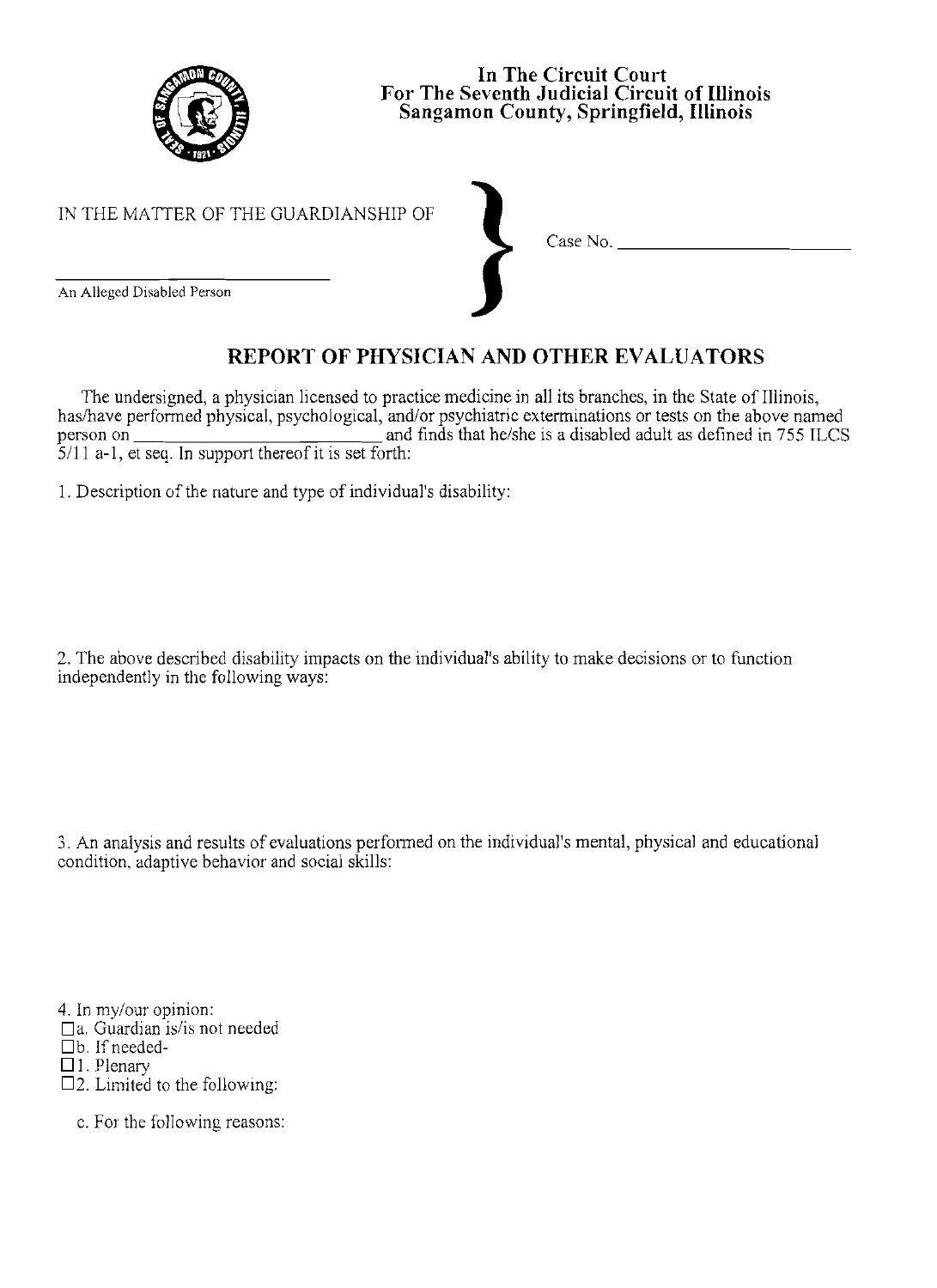**In The Circuit Court**
**For The Seventh Judicial Circuit of Illinois**
**Sangamon County, Springfield, Illinois**

IN THE MATTER OF THE GUARDIANSHIP OF

______________________________

An Alleged Disabled Person

Case No. __________________________

## REPORT OF PHYSICIAN AND OTHER EVALUATORS

The undersigned, a physician licensed to practice medicine in all its branches, in the State of Illinois, has/have performed physical, psychological, and/or psychiatric exterminations or tests on the above named person on __________________________ and finds that he/she is a disabled adult as defined in 755 ILCS 5/11 a-1, et seq. In support thereof it is set forth:

1. Description of the nature and type of individual's disability:

2. The above described disability impacts on the individual's ability to make decisions or to function independently in the following ways:

3. An analysis and results of evaluations performed on the individual's mental, physical and educational condition, adaptive behavior and social skills:

4. In my/our opinion:

☐a. Guardian is/is not needed

☐b. If needed-

☐1. Plenary

☐2. Limited to the following:

c. For the following reasons: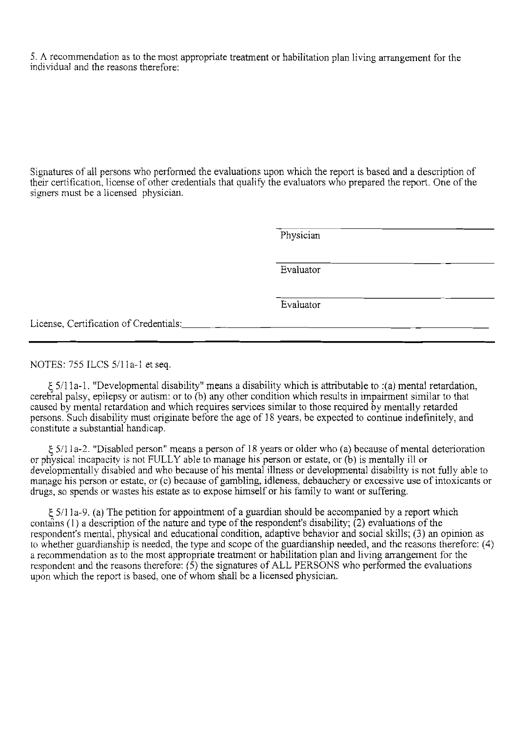5. A recommendation as to the most appropriate treatment or habilitation plan living arrangement for the individual and the reasons therefore:

Signatures of all persons who performed the evaluations upon which the report is based and a description of their certification, license of other credentials that qualify the evaluators who prepared the report. One of the signers must be a licensed physician.

Physician \_\_\_\_\_\_\_\_\_\_\_\_\_\_\_\_\_\_\_\_\_\_\_\_\_\_\_\_\_\_\_\_\_\_\_\_\_\_\_\_

Evaluator \_\_\_\_\_\_\_\_\_\_\_\_\_\_\_\_\_\_\_\_\_\_\_\_\_\_\_\_\_\_\_\_\_\_\_\_\_\_\_\_

Evaluator \_\_\_\_\_\_\_\_\_\_\_\_\_\_\_\_\_\_\_\_\_\_\_\_\_\_\_\_\_\_\_\_\_\_\_\_\_\_\_\_

License, Certification of Credentials: \_\_\_\_\_\_\_\_\_\_\_\_\_\_\_\_\_\_\_\_\_\_\_\_\_\_\_\_\_\_\_\_\_\_\_\_\_\_\_\_

---

NOTES: 755 ILCS 5/11a-1 et seq.

§ 5/11a-1. "Developmental disability" means a disability which is attributable to :(a) mental retardation, cerebral palsy, epilepsy or autism: or to (b) any other condition which results in impairment similar to that caused by mental retardation and which requires services similar to those required by mentally retarded persons. Such disability must originate before the age of 18 years, be expected to continue indefinitely, and constitute a substantial handicap.

§ 5/11a-2. "Disabled person" means a person of 18 years or older who (a) because of mental deterioration or physical incapacity is not FULLY able to manage his person or estate, or (b) is mentally ill or developmentally disabled and who because of his mental illness or developmental disability is not fully able to manage his person or estate, or (c) because of gambling, idleness, debauchery or excessive use of intoxicants or drugs, so spends or wastes his estate as to expose himself or his family to want or suffering.

§ 5/11a-9. (a) The petition for appointment of a guardian should be accompanied by a report which contains (1) a description of the nature and type of the respondent's disability; (2) evaluations of the respondent's mental, physical and educational condition, adaptive behavior and social skills; (3) an opinion as to whether guardianship is needed, the type and scope of the guardianship needed, and the reasons therefore: (4) a recommendation as to the most appropriate treatment or habilitation plan and living arrangement for the respondent and the reasons therefore: (5) the signatures of ALL PERSONS who performed the evaluations upon which the report is based, one of whom shall be a licensed physician.